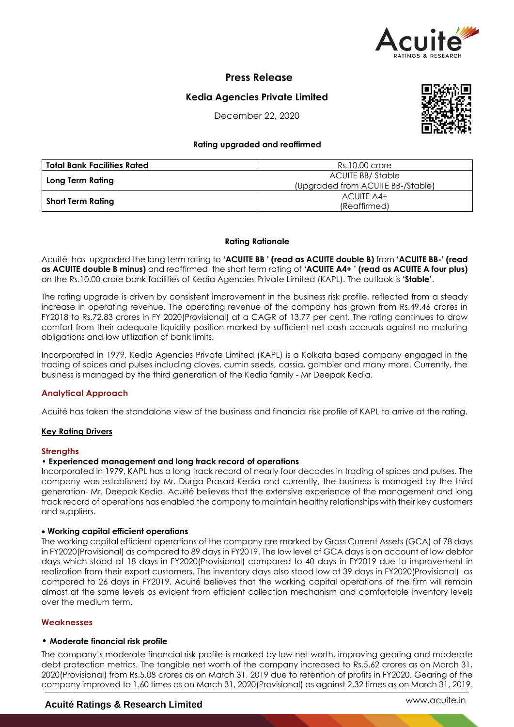# Press Release

## Kedia Agencies Private Limited

December 22, 2020

**Rating upgraded and reaffirmed**

| Total Bank Facilities Rated | Rs.10.00 crore |
|---|---|
| **Long Term Rating** | ACUITE BB/ Stable (Upgraded from ACUITE BB-/Stable) |
| **Short Term Rating** | ACUITE A4+ (Reaffirmed) |

### Rating Rationale

Acuité has upgraded the long term rating to **'ACUITE BB ' (read as ACUITE double B)** from **'ACUITE BB-' (read as ACUITE double B minus)** and reaffirmed the short term rating of **'ACUITE A4+ ' (read as ACUITE A four plus)** on the Rs.10.00 crore bank facilities of Kedia Agencies Private Limited (KAPL). The outlook is **'Stable'**.

The rating upgrade is driven by consistent improvement in the business risk profile, reflected from a steady increase in operating revenue. The operating revenue of the company has grown from Rs.49.46 crores in FY2018 to Rs.72.83 crores in FY 2020(Provisional) at a CAGR of 13.77 per cent. The rating continues to draw comfort from their adequate liquidity position marked by sufficient net cash accruals against no maturing obligations and low utilization of bank limits.

Incorporated in 1979, Kedia Agencies Private Limited (KAPL) is a Kolkata based company engaged in the trading of spices and pulses including cloves, cumin seeds, cassia, gambier and many more. Currently, the business is managed by the third generation of the Kedia family - Mr Deepak Kedia.

### Analytical Approach

Acuité has taken the standalone view of the business and financial risk profile of KAPL to arrive at the rating.

### Key Rating Drivers

#### Strengths

**• Experienced management and long track record of operations**

Incorporated in 1979, KAPL has a long track record of nearly four decades in trading of spices and pulses. The company was established by Mr. Durga Prasad Kedia and currently, the business is managed by the third generation- Mr. Deepak Kedia. Acuité believes that the extensive experience of the management and long track record of operations has enabled the company to maintain healthy relationships with their key customers and suppliers.

**• Working capital efficient operations**

The working capital efficient operations of the company are marked by Gross Current Assets (GCA) of 78 days in FY2020(Provisional) as compared to 89 days in FY2019. The low level of GCA days is on account of low debtor days which stood at 18 days in FY2020(Provisional) compared to 40 days in FY2019 due to improvement in realization from their export customers. The inventory days also stood low at 39 days in FY2020(Provisional) as compared to 26 days in FY2019. Acuité believes that the working capital operations of the firm will remain almost at the same levels as evident from efficient collection mechanism and comfortable inventory levels over the medium term.

#### Weaknesses

**• Moderate financial risk profile**

The company's moderate financial risk profile is marked by low net worth, improving gearing and moderate debt protection metrics. The tangible net worth of the company increased to Rs.5.62 crores as on March 31, 2020(Provisional) from Rs.5.08 crores as on March 31, 2019 due to retention of profits in FY2020. Gearing of the company improved to 1.60 times as on March 31, 2020(Provisional) as against 2.32 times as on March 31, 2019.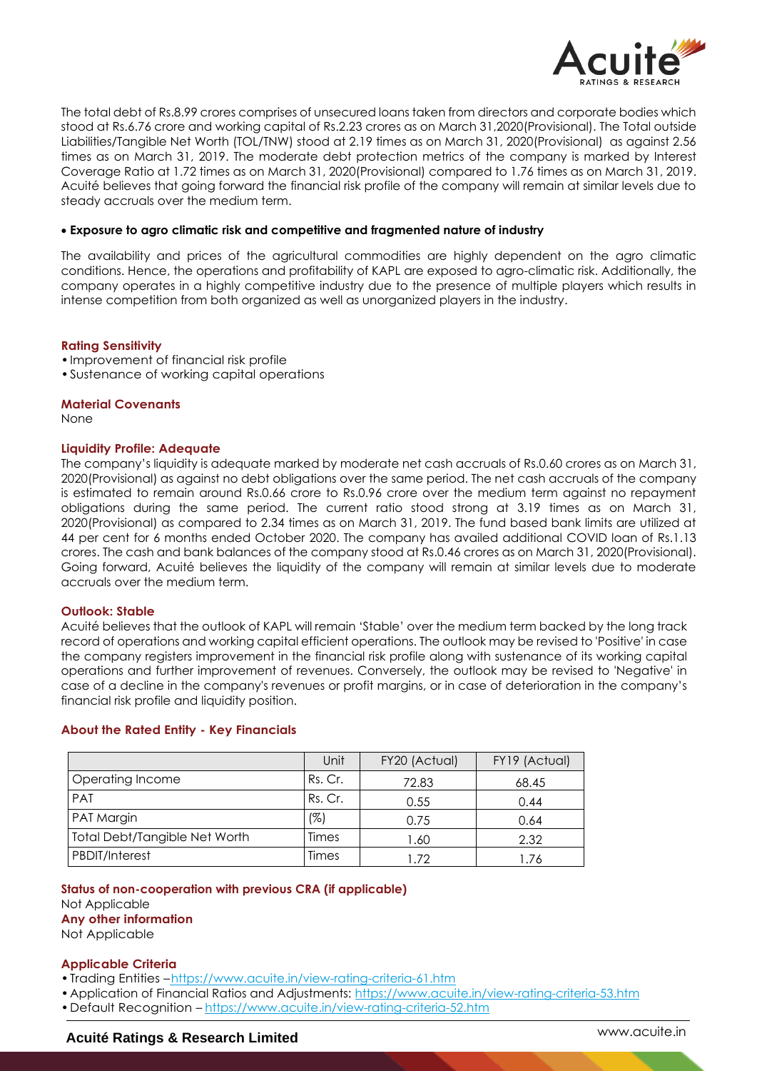The total debt of Rs.8.99 crores comprises of unsecured loans taken from directors and corporate bodies which stood at Rs.6.76 crore and working capital of Rs.2.23 crores as on March 31,2020(Provisional). The Total outside Liabilities/Tangible Net Worth (TOL/TNW) stood at 2.19 times as on March 31, 2020(Provisional) as against 2.56 times as on March 31, 2019. The moderate debt protection metrics of the company is marked by Interest Coverage Ratio at 1.72 times as on March 31, 2020(Provisional) compared to 1.76 times as on March 31, 2019. Acuité believes that going forward the financial risk profile of the company will remain at similar levels due to steady accruals over the medium term.

- **Exposure to agro climatic risk and competitive and fragmented nature of industry**

The availability and prices of the agricultural commodities are highly dependent on the agro climatic conditions. Hence, the operations and profitability of KAPL are exposed to agro-climatic risk. Additionally, the company operates in a highly competitive industry due to the presence of multiple players which results in intense competition from both organized as well as unorganized players in the industry.

### Rating Sensitivity

- Improvement of financial risk profile
- Sustenance of working capital operations

### Material Covenants

None

### Liquidity Profile: Adequate

The company's liquidity is adequate marked by moderate net cash accruals of Rs.0.60 crores as on March 31, 2020(Provisional) as against no debt obligations over the same period. The net cash accruals of the company is estimated to remain around Rs.0.66 crore to Rs.0.96 crore over the medium term against no repayment obligations during the same period. The current ratio stood strong at 3.19 times as on March 31, 2020(Provisional) as compared to 2.34 times as on March 31, 2019. The fund based bank limits are utilized at 44 per cent for 6 months ended October 2020. The company has availed additional COVID loan of Rs.1.13 crores. The cash and bank balances of the company stood at Rs.0.46 crores as on March 31, 2020(Provisional). Going forward, Acuité believes the liquidity of the company will remain at similar levels due to moderate accruals over the medium term.

### Outlook: Stable

Acuité believes that the outlook of KAPL will remain 'Stable' over the medium term backed by the long track record of operations and working capital efficient operations. The outlook may be revised to 'Positive' in case the company registers improvement in the financial risk profile along with sustenance of its working capital operations and further improvement of revenues. Conversely, the outlook may be revised to 'Negative' in case of a decline in the company's revenues or profit margins, or in case of deterioration in the company's financial risk profile and liquidity position.

### About the Rated Entity - Key Financials

| | Unit | FY20 (Actual) | FY19 (Actual) |
|---|---|---|---|
| Operating Income | Rs. Cr. | 72.83 | 68.45 |
| PAT | Rs. Cr. | 0.55 | 0.44 |
| PAT Margin | (%) | 0.75 | 0.64 |
| Total Debt/Tangible Net Worth | Times | 1.60 | 2.32 |
| PBDIT/Interest | Times | 1.72 | 1.76 |

### Status of non-cooperation with previous CRA (if applicable)

Not Applicable

### Any other information

Not Applicable

### Applicable Criteria

- Trading Entities –https://www.acuite.in/view-rating-criteria-61.htm
- Application of Financial Ratios and Adjustments: https://www.acuite.in/view-rating-criteria-53.htm
- Default Recognition – https://www.acuite.in/view-rating-criteria-52.htm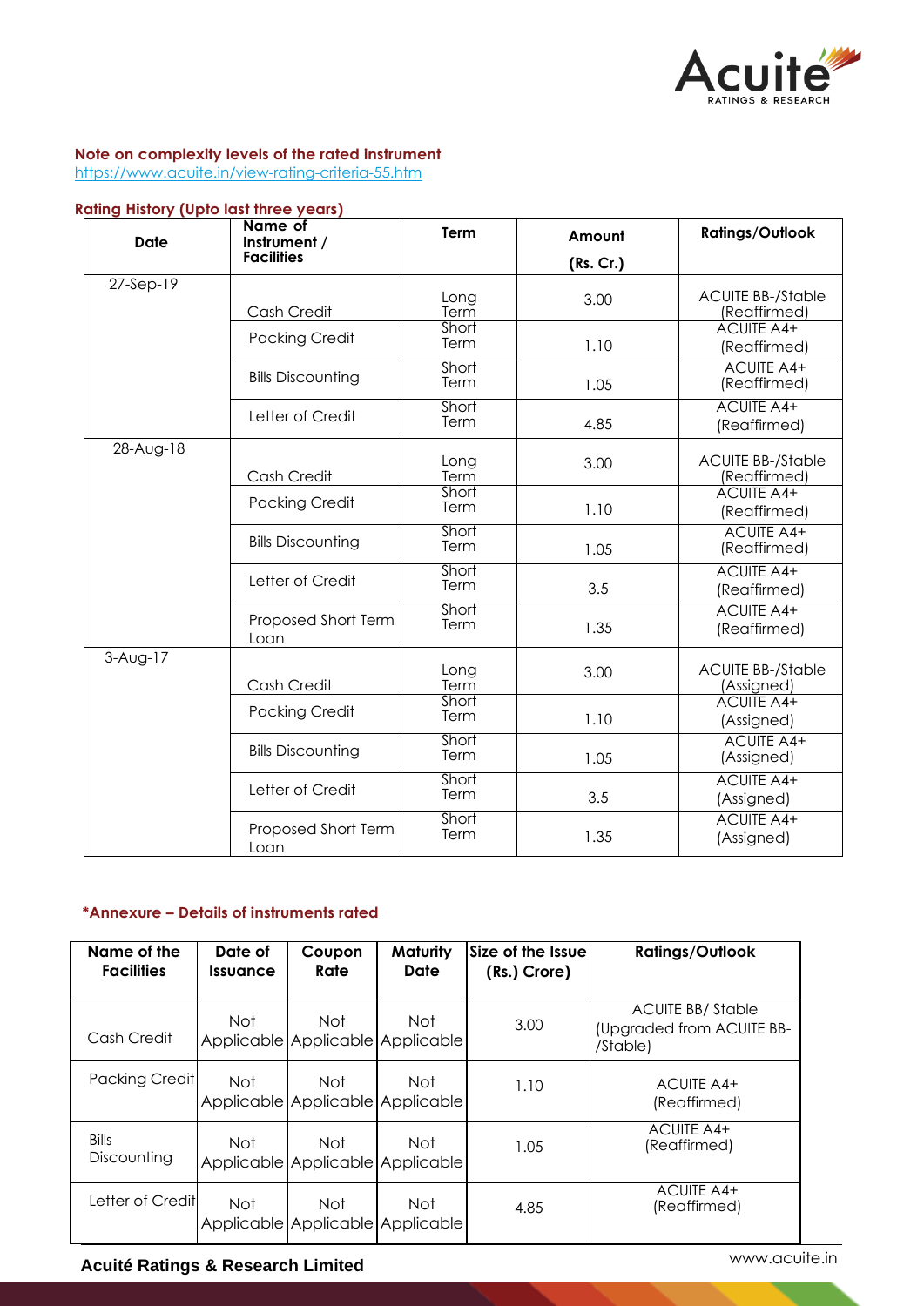**Note on complexity levels of the rated instrument**
https://www.acuite.in/view-rating-criteria-55.htm

**Rating History (Upto last three years)**

| Date | Name of Instrument / Facilities | Term | Amount (Rs. Cr.) | Ratings/Outlook |
|---|---|---|---|---|
| 27-Sep-19 | Cash Credit | Long Term | 3.00 | ACUITE BB-/Stable (Reaffirmed) |
| | Packing Credit | Short Term | 1.10 | ACUITE A4+ (Reaffirmed) |
| | Bills Discounting | Short Term | 1.05 | ACUITE A4+ (Reaffirmed) |
| | Letter of Credit | Short Term | 4.85 | ACUITE A4+ (Reaffirmed) |
| 28-Aug-18 | Cash Credit | Long Term | 3.00 | ACUITE BB-/Stable (Reaffirmed) |
| | Packing Credit | Short Term | 1.10 | ACUITE A4+ (Reaffirmed) |
| | Bills Discounting | Short Term | 1.05 | ACUITE A4+ (Reaffirmed) |
| | Letter of Credit | Short Term | 3.5 | ACUITE A4+ (Reaffirmed) |
| | Proposed Short Term Loan | Short Term | 1.35 | ACUITE A4+ (Reaffirmed) |
| 3-Aug-17 | Cash Credit | Long Term | 3.00 | ACUITE BB-/Stable (Assigned) |
| | Packing Credit | Short Term | 1.10 | ACUITE A4+ (Assigned) |
| | Bills Discounting | Short Term | 1.05 | ACUITE A4+ (Assigned) |
| | Letter of Credit | Short Term | 3.5 | ACUITE A4+ (Assigned) |
| | Proposed Short Term Loan | Short Term | 1.35 | ACUITE A4+ (Assigned) |

**\*Annexure – Details of instruments rated**

| Name of the Facilities | Date of Issuance | Coupon Rate | Maturity Date | Size of the Issue (Rs.) Crore) | Ratings/Outlook |
|---|---|---|---|---|---|
| Cash Credit | Not Applicable | Not Applicable | Not Applicable | 3.00 | ACUITE BB/ Stable (Upgraded from ACUITE BB-/Stable) |
| Packing Credit | Not Applicable | Not Applicable | Not Applicable | 1.10 | ACUITE A4+ (Reaffirmed) |
| Bills Discounting | Not Applicable | Not Applicable | Not Applicable | 1.05 | ACUITE A4+ (Reaffirmed) |
| Letter of Credit | Not Applicable | Not Applicable | Not Applicable | 4.85 | ACUITE A4+ (Reaffirmed) |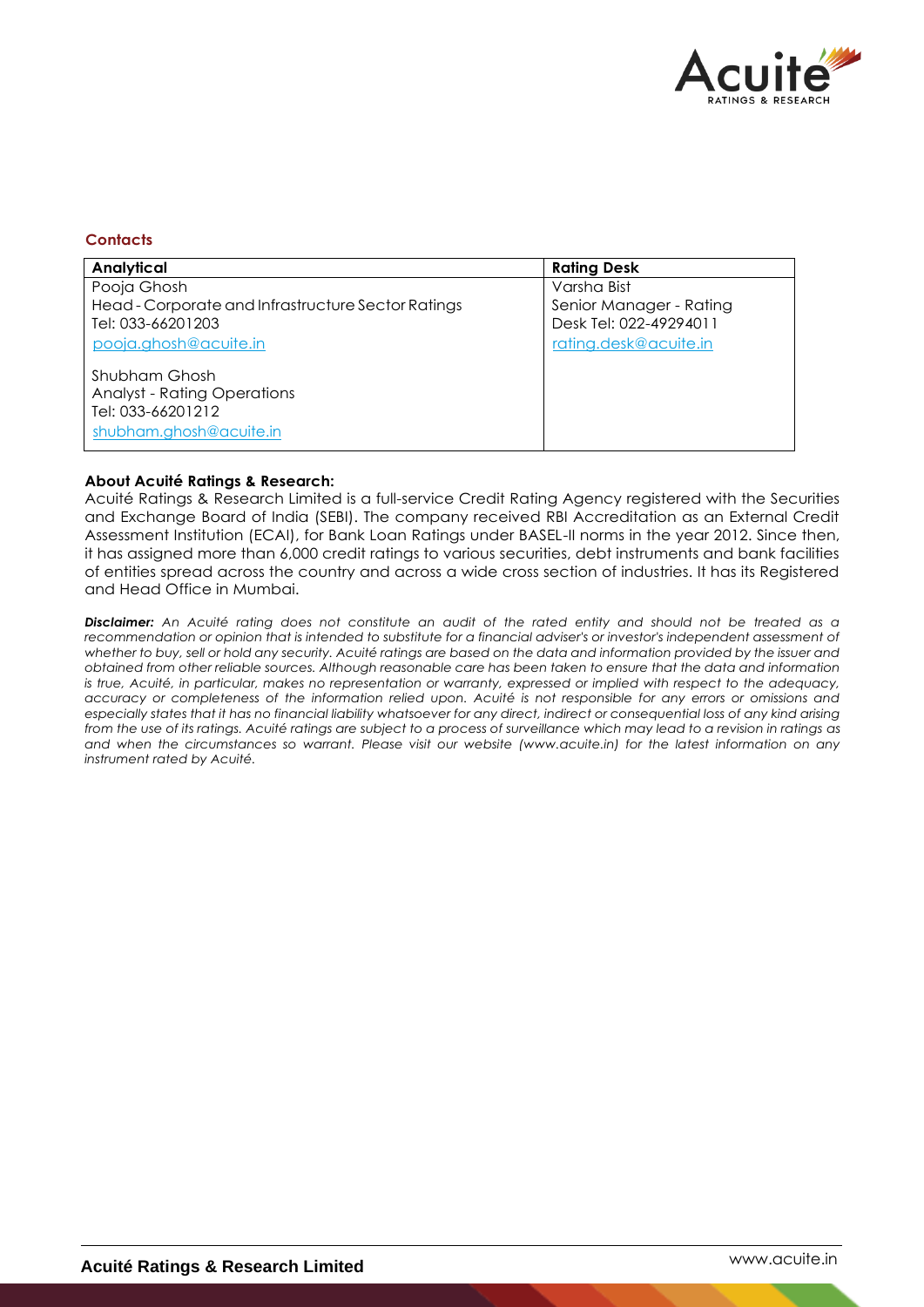### Contacts

| Analytical | Rating Desk |
|---|---|
| Pooja Ghosh<br>Head - Corporate and Infrastructure Sector Ratings<br>Tel: 033-66201203<br>pooja.ghosh@acuite.in<br><br>Shubham Ghosh<br>Analyst - Rating Operations<br>Tel: 033-66201212<br>shubham.ghosh@acuite.in | Varsha Bist<br>Senior Manager - Rating<br>Desk Tel: 022-49294011<br>rating.desk@acuite.in |

**About Acuité Ratings & Research:**
Acuité Ratings & Research Limited is a full-service Credit Rating Agency registered with the Securities and Exchange Board of India (SEBI). The company received RBI Accreditation as an External Credit Assessment Institution (ECAI), for Bank Loan Ratings under BASEL-II norms in the year 2012. Since then, it has assigned more than 6,000 credit ratings to various securities, debt instruments and bank facilities of entities spread across the country and across a wide cross section of industries. It has its Registered and Head Office in Mumbai.

***Disclaimer:*** *An Acuité rating does not constitute an audit of the rated entity and should not be treated as a recommendation or opinion that is intended to substitute for a financial adviser's or investor's independent assessment of whether to buy, sell or hold any security. Acuité ratings are based on the data and information provided by the issuer and obtained from other reliable sources. Although reasonable care has been taken to ensure that the data and information is true, Acuité, in particular, makes no representation or warranty, expressed or implied with respect to the adequacy, accuracy or completeness of the information relied upon. Acuité is not responsible for any errors or omissions and especially states that it has no financial liability whatsoever for any direct, indirect or consequential loss of any kind arising from the use of its ratings. Acuité ratings are subject to a process of surveillance which may lead to a revision in ratings as and when the circumstances so warrant. Please visit our website (www.acuite.in) for the latest information on any instrument rated by Acuité.*